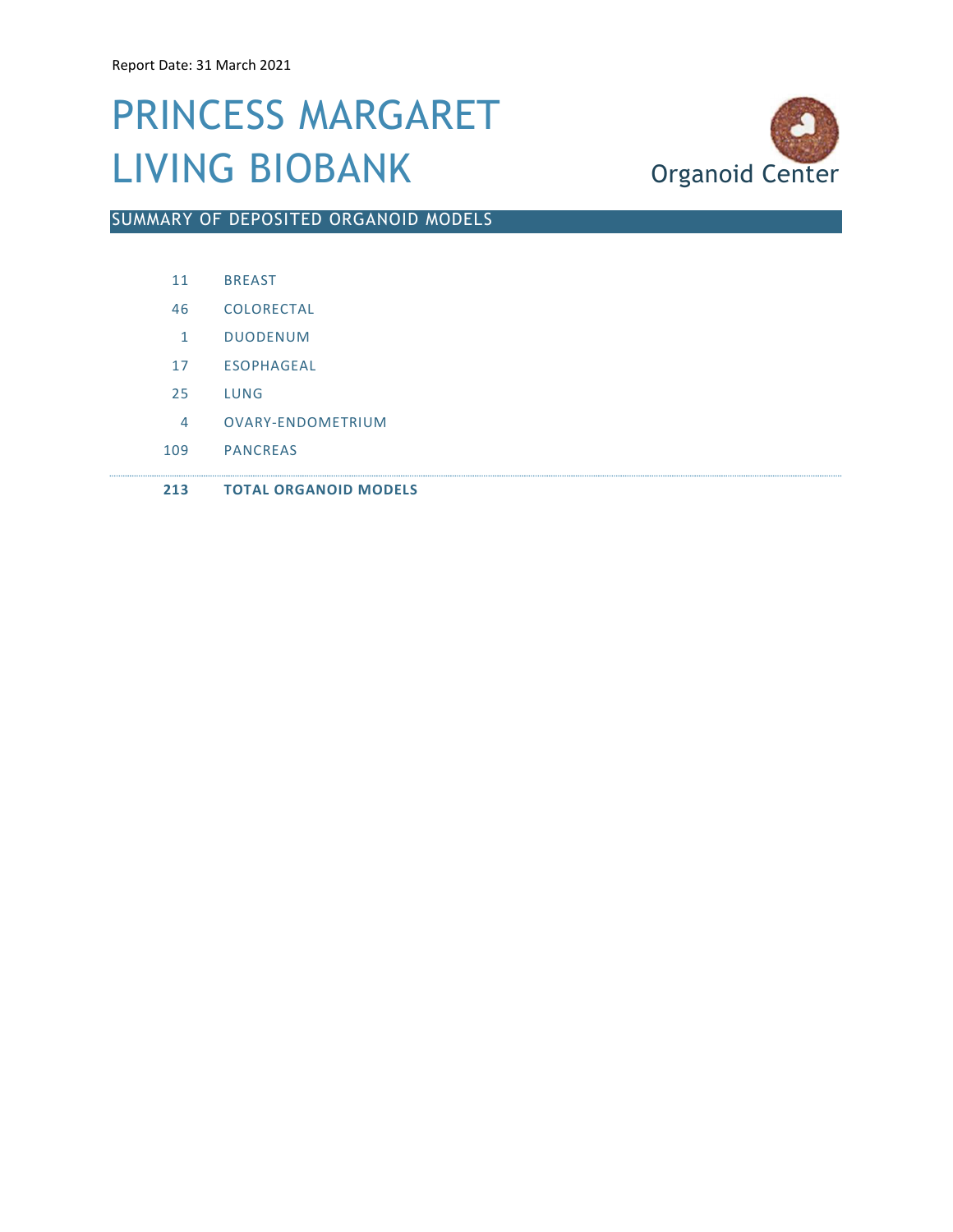Report Date: 31 March 2021

# PRINCESS MARGARET LIVING BIOBANK

Organoid Center

## SUMMARY OF DEPOSITED ORGANOID MODELS

| Count | Model |
|---|---|
| 11 | BREAST |
| 46 | COLORECTAL |
| 1 | DUODENUM |
| 17 | ESOPHAGEAL |
| 25 | LUNG |
| 4 | OVARY-ENDOMETRIUM |
| 109 | PANCREAS |
| **213** | **TOTAL ORGANOID MODELS** |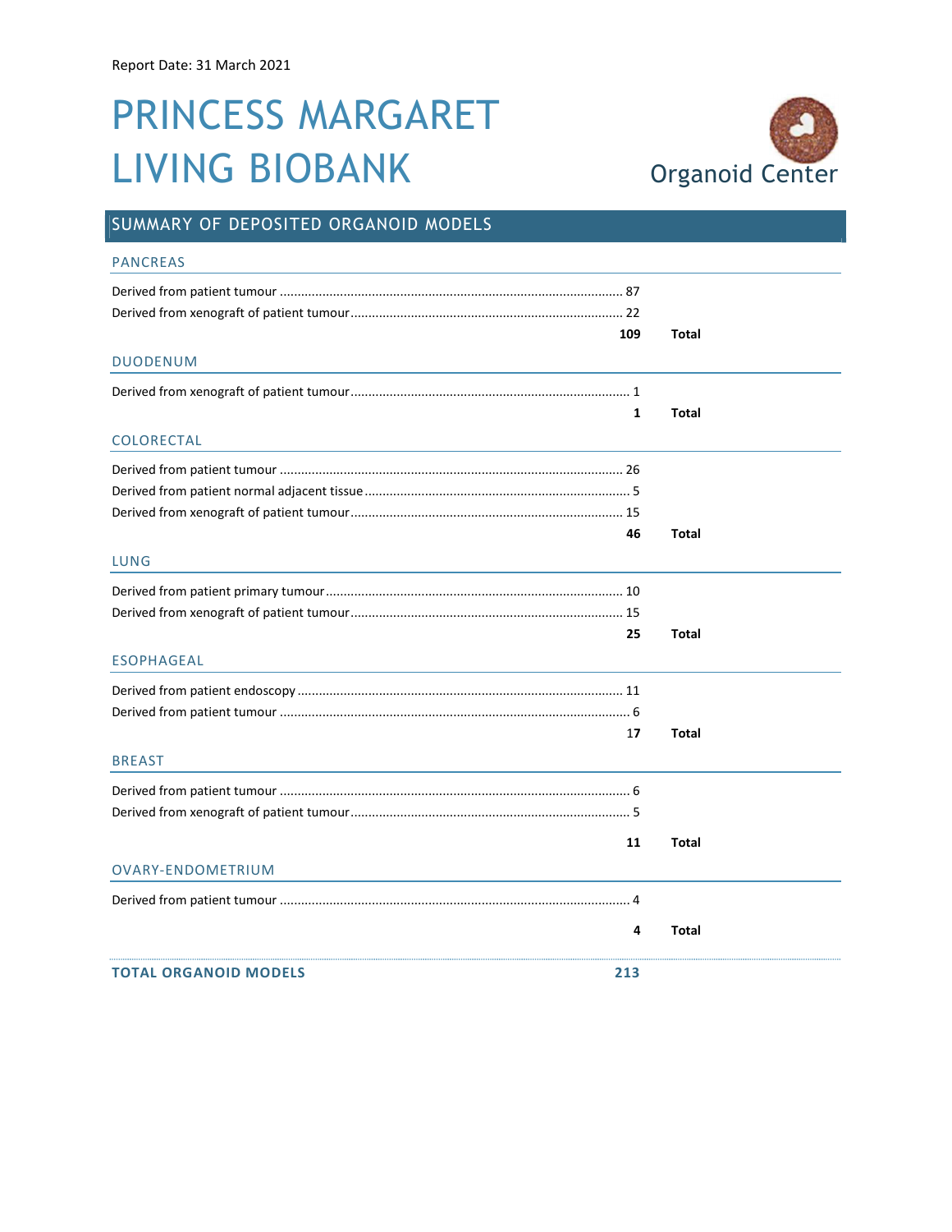Report Date: 31 March 2021

# PRINCESS MARGARET LIVING BIOBANK

Organoid Center

## SUMMARY OF DEPOSITED ORGANOID MODELS

### PANCREAS

Derived from patient tumour ........ 87
Derived from xenograft of patient tumour ........ 22

**109 Total**

### DUODENUM

Derived from xenograft of patient tumour ........ 1

**1 Total**

### COLORECTAL

Derived from patient tumour ........ 26
Derived from patient normal adjacent tissue ........ 5
Derived from xenograft of patient tumour ........ 15

**46 Total**

### LUNG

Derived from patient primary tumour ........ 10
Derived from xenograft of patient tumour ........ 15

**25 Total**

### ESOPHAGEAL

Derived from patient endoscopy ........ 11
Derived from patient tumour ........ 6

**17 Total**

### BREAST

Derived from patient tumour ........ 6
Derived from xenograft of patient tumour ........ 5

**11 Total**

### OVARY-ENDOMETRIUM

Derived from patient tumour ........ 4

**4 Total**

**TOTAL ORGANOID MODELS 213**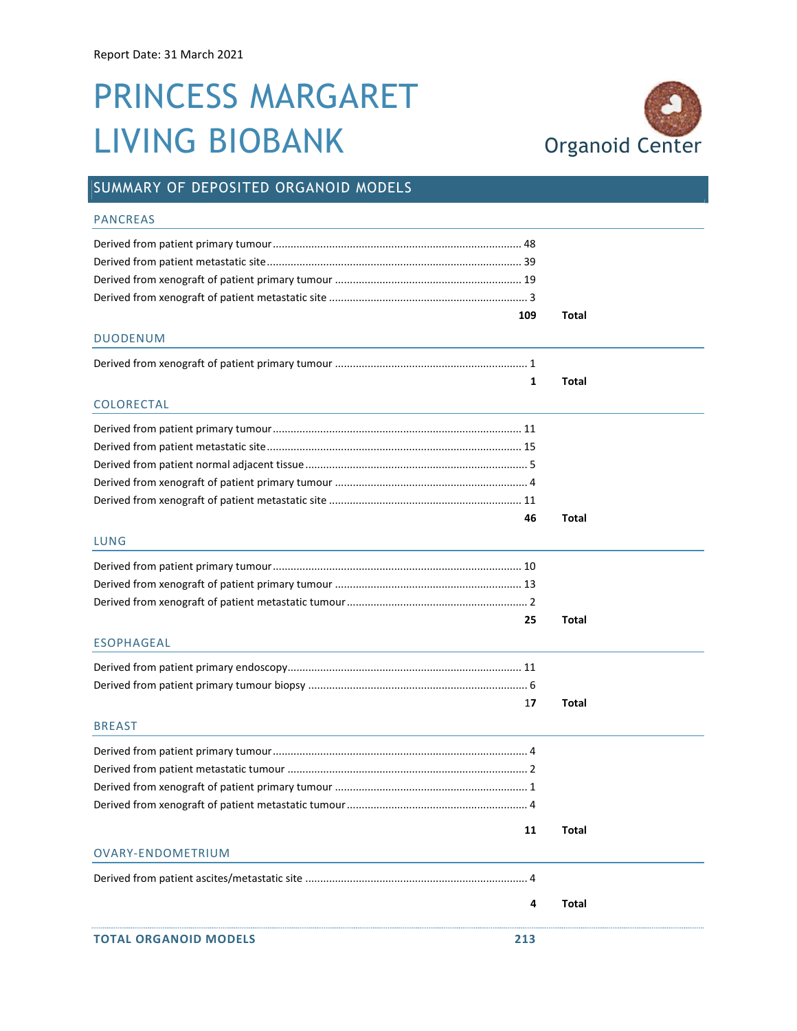Report Date: 31 March 2021

# PRINCESS MARGARET LIVING BIOBANK

Organoid Center

## SUMMARY OF DEPOSITED ORGANOID MODELS

### PANCREAS

Derived from patient primary tumour .................................................................................... 48
Derived from patient metastatic site ..................................................................................... 39
Derived from xenograft of patient primary tumour ............................................................... 19
Derived from xenograft of patient metastatic site .................................................................. 3

**109** **Total**

### DUODENUM

Derived from xenograft of patient primary tumour ................................................................. 1

**1** **Total**

### COLORECTAL

Derived from patient primary tumour .................................................................................... 11
Derived from patient metastatic site ..................................................................................... 15
Derived from patient normal adjacent tissue ........................................................................... 5
Derived from xenograft of patient primary tumour ................................................................. 4
Derived from xenograft of patient metastatic site ................................................................. 11

**46** **Total**

### LUNG

Derived from patient primary tumour .................................................................................... 10
Derived from xenograft of patient primary tumour ............................................................... 13
Derived from xenograft of patient metastatic tumour ............................................................. 2

**25** **Total**

### ESOPHAGEAL

Derived from patient primary endoscopy ............................................................................... 11
Derived from patient primary tumour biopsy .......................................................................... 6

**17** **Total**

### BREAST

Derived from patient primary tumour ...................................................................................... 4
Derived from patient metastatic tumour ................................................................................. 2
Derived from xenograft of patient primary tumour ................................................................. 1
Derived from xenograft of patient metastatic tumour ............................................................. 4

**11** **Total**

### OVARY-ENDOMETRIUM

Derived from patient ascites/metastatic site ........................................................................... 4

**4** **Total**

**TOTAL ORGANOID MODELS** **213**